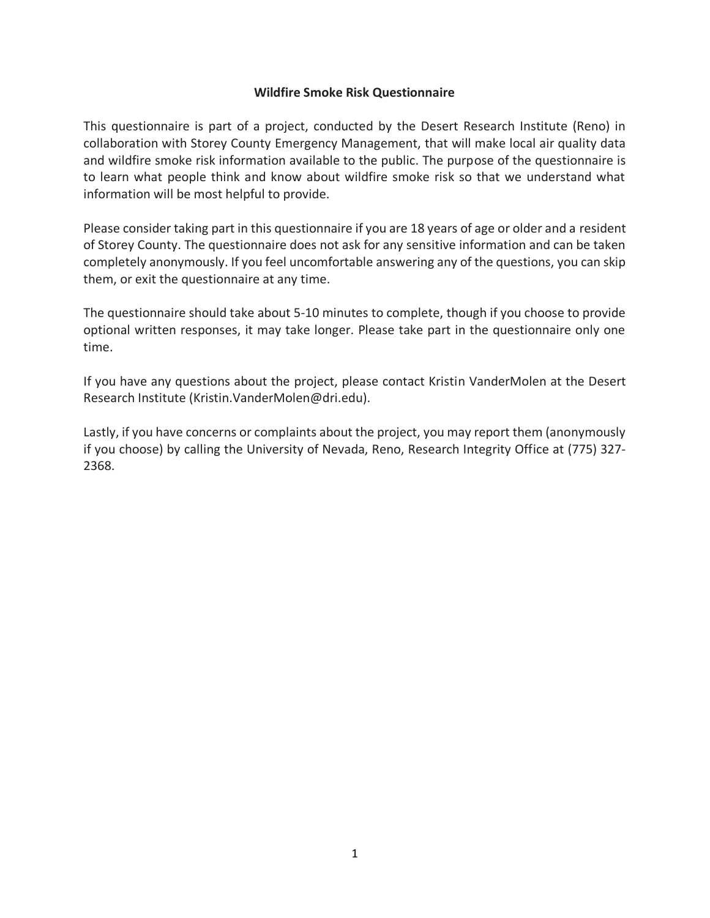# Wildfire Smoke Risk Questionnaire

This questionnaire is part of a project, conducted by the Desert Research Institute (Reno) in collaboration with Storey County Emergency Management, that will make local air quality data and wildfire smoke risk information available to the public. The purpose of the questionnaire is to learn what people think and know about wildfire smoke risk so that we understand what information will be most helpful to provide.

Please consider taking part in this questionnaire if you are 18 years of age or older and a resident of Storey County. The questionnaire does not ask for any sensitive information and can be taken completely anonymously. If you feel uncomfortable answering any of the questions, you can skip them, or exit the questionnaire at any time.

The questionnaire should take about 5-10 minutes to complete, though if you choose to provide optional written responses, it may take longer. Please take part in the questionnaire only one time.

If you have any questions about the project, please contact Kristin VanderMolen at the Desert Research Institute (Kristin.VanderMolen@dri.edu).

Lastly, if you have concerns or complaints about the project, you may report them (anonymously if you choose) by calling the University of Nevada, Reno, Research Integrity Office at (775) 327-2368.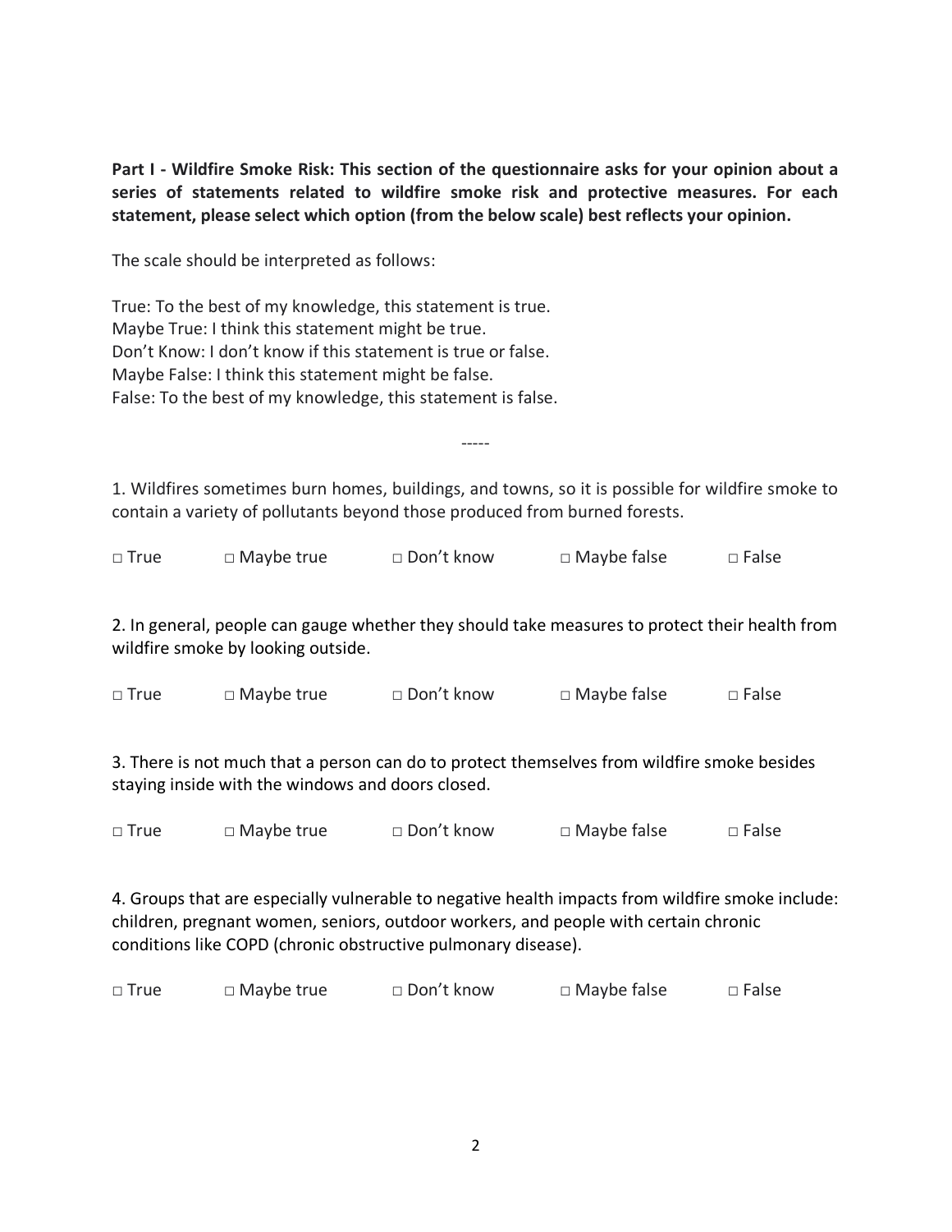**Part I - Wildfire Smoke Risk: This section of the questionnaire asks for your opinion about a series of statements related to wildfire smoke risk and protective measures. For each statement, please select which option (from the below scale) best reflects your opinion.**

The scale should be interpreted as follows:

True: To the best of my knowledge, this statement is true.
Maybe True: I think this statement might be true.
Don't Know: I don't know if this statement is true or false.
Maybe False: I think this statement might be false.
False: To the best of my knowledge, this statement is false.

-----

1. Wildfires sometimes burn homes, buildings, and towns, so it is possible for wildfire smoke to contain a variety of pollutants beyond those produced from burned forests.

□ True □ Maybe true □ Don't know □ Maybe false □ False

2. In general, people can gauge whether they should take measures to protect their health from wildfire smoke by looking outside.

□ True □ Maybe true □ Don't know □ Maybe false □ False

3. There is not much that a person can do to protect themselves from wildfire smoke besides staying inside with the windows and doors closed.

□ True □ Maybe true □ Don't know □ Maybe false □ False

4. Groups that are especially vulnerable to negative health impacts from wildfire smoke include: children, pregnant women, seniors, outdoor workers, and people with certain chronic conditions like COPD (chronic obstructive pulmonary disease).

□ True □ Maybe true □ Don't know □ Maybe false □ False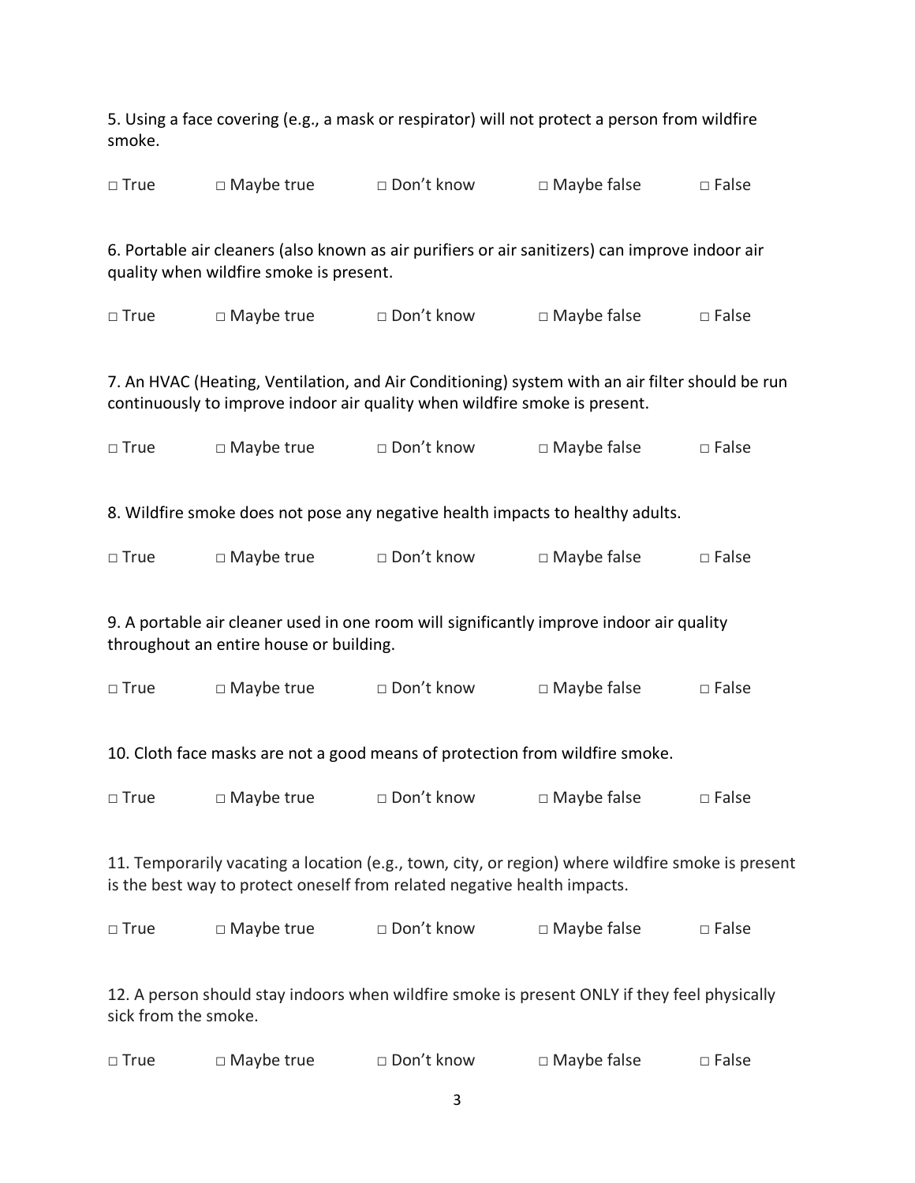5. Using a face covering (e.g., a mask or respirator) will not protect a person from wildfire smoke.

□ True □ Maybe true □ Don't know □ Maybe false □ False

6. Portable air cleaners (also known as air purifiers or air sanitizers) can improve indoor air quality when wildfire smoke is present.

□ True □ Maybe true □ Don't know □ Maybe false □ False

7. An HVAC (Heating, Ventilation, and Air Conditioning) system with an air filter should be run continuously to improve indoor air quality when wildfire smoke is present.

□ True □ Maybe true □ Don't know □ Maybe false □ False

8. Wildfire smoke does not pose any negative health impacts to healthy adults.

□ True □ Maybe true □ Don't know □ Maybe false □ False

9. A portable air cleaner used in one room will significantly improve indoor air quality throughout an entire house or building.

□ True □ Maybe true □ Don't know □ Maybe false □ False

10. Cloth face masks are not a good means of protection from wildfire smoke.

□ True □ Maybe true □ Don't know □ Maybe false □ False

11. Temporarily vacating a location (e.g., town, city, or region) where wildfire smoke is present is the best way to protect oneself from related negative health impacts.

□ True □ Maybe true □ Don't know □ Maybe false □ False

12. A person should stay indoors when wildfire smoke is present ONLY if they feel physically sick from the smoke.

□ True □ Maybe true □ Don't know □ Maybe false □ False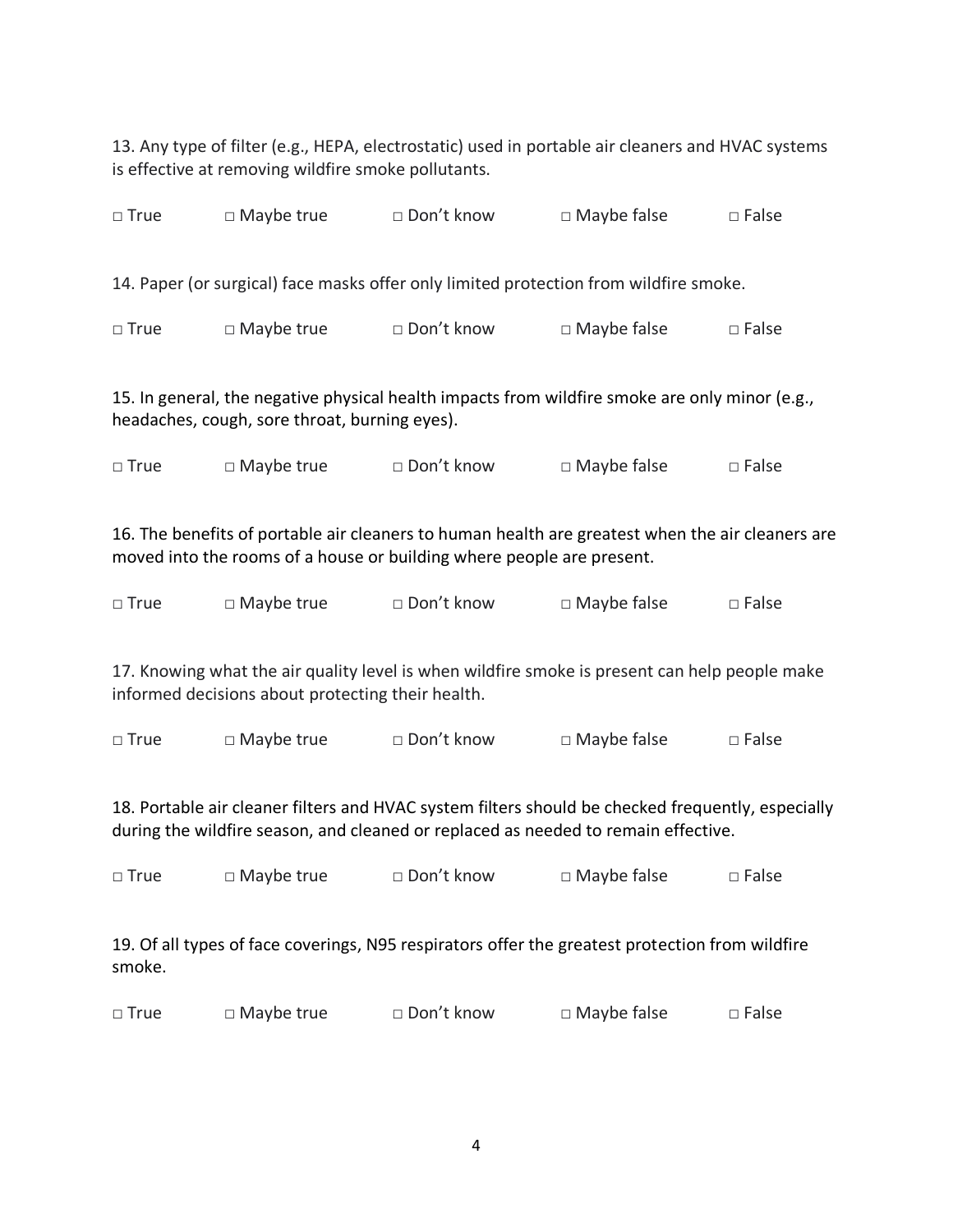13. Any type of filter (e.g., HEPA, electrostatic) used in portable air cleaners and HVAC systems is effective at removing wildfire smoke pollutants.

□ True □ Maybe true □ Don't know □ Maybe false □ False

14. Paper (or surgical) face masks offer only limited protection from wildfire smoke.

□ True □ Maybe true □ Don't know □ Maybe false □ False

15. In general, the negative physical health impacts from wildfire smoke are only minor (e.g., headaches, cough, sore throat, burning eyes).

□ True □ Maybe true □ Don't know □ Maybe false □ False

16. The benefits of portable air cleaners to human health are greatest when the air cleaners are moved into the rooms of a house or building where people are present.

□ True □ Maybe true □ Don't know □ Maybe false □ False

17. Knowing what the air quality level is when wildfire smoke is present can help people make informed decisions about protecting their health.

□ True □ Maybe true □ Don't know □ Maybe false □ False

18. Portable air cleaner filters and HVAC system filters should be checked frequently, especially during the wildfire season, and cleaned or replaced as needed to remain effective.

□ True □ Maybe true □ Don't know □ Maybe false □ False

19. Of all types of face coverings, N95 respirators offer the greatest protection from wildfire smoke.

□ True □ Maybe true □ Don't know □ Maybe false □ False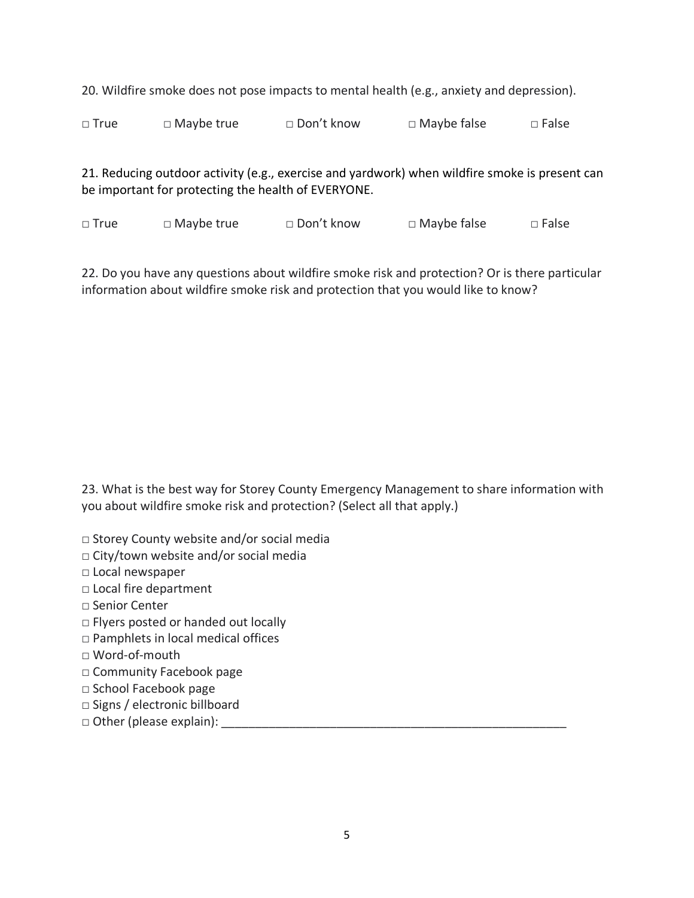20. Wildfire smoke does not pose impacts to mental health (e.g., anxiety and depression).

□ True □ Maybe true □ Don't know □ Maybe false □ False

21. Reducing outdoor activity (e.g., exercise and yardwork) when wildfire smoke is present can be important for protecting the health of EVERYONE.

□ True □ Maybe true □ Don't know □ Maybe false □ False

22. Do you have any questions about wildfire smoke risk and protection? Or is there particular information about wildfire smoke risk and protection that you would like to know?

23. What is the best way for Storey County Emergency Management to share information with you about wildfire smoke risk and protection? (Select all that apply.)

□ Storey County website and/or social media
□ City/town website and/or social media
□ Local newspaper
□ Local fire department
□ Senior Center
□ Flyers posted or handed out locally
□ Pamphlets in local medical offices
□ Word-of-mouth
□ Community Facebook page
□ School Facebook page
□ Signs / electronic billboard
□ Other (please explain): ____________________________________________________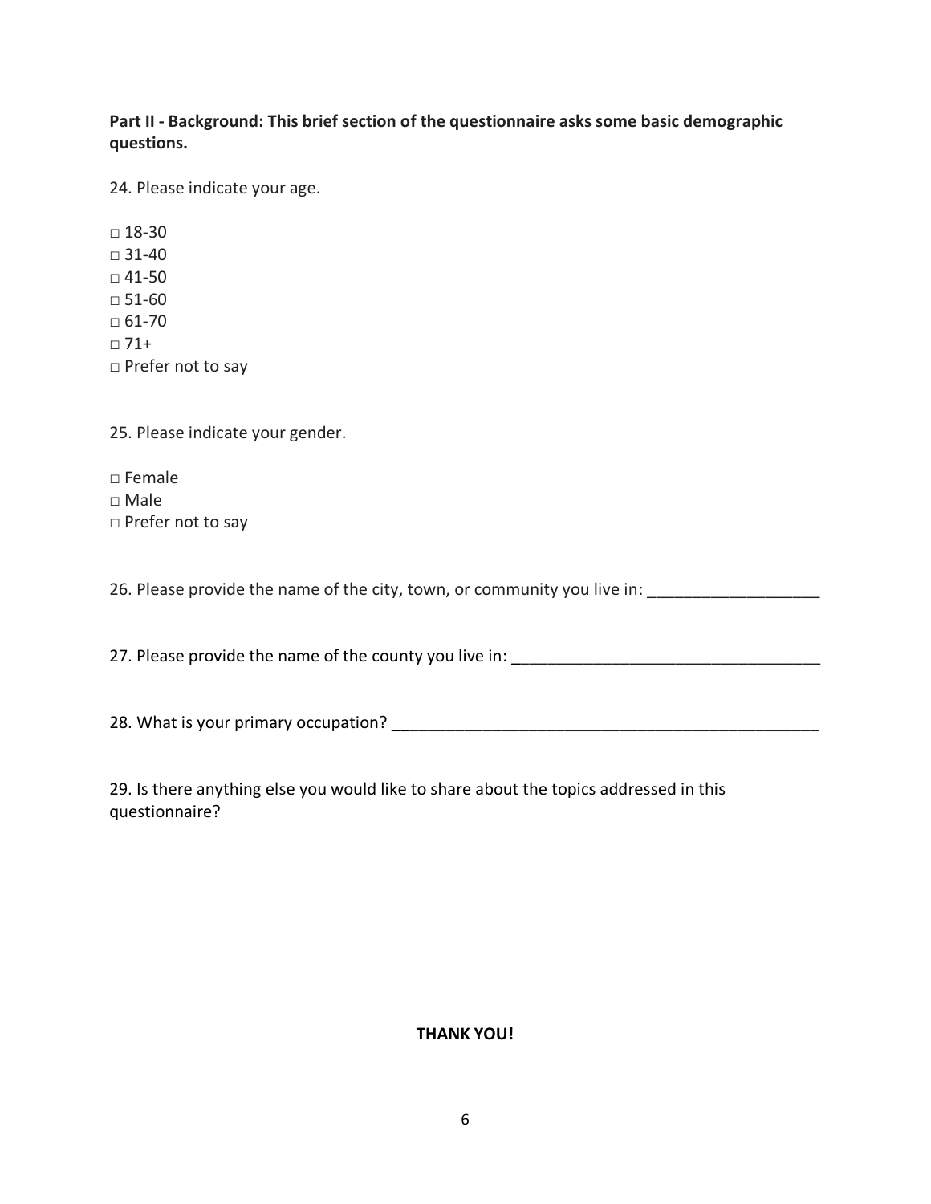**Part II - Background: This brief section of the questionnaire asks some basic demographic questions.**

24. Please indicate your age.

□ 18-30  
□ 31-40  
□ 41-50  
□ 51-60  
□ 61-70  
□ 71+  
□ Prefer not to say

25. Please indicate your gender.

□ Female  
□ Male  
□ Prefer not to say

26. Please provide the name of the city, town, or community you live in: ___________________

27. Please provide the name of the county you live in: __________________________________

28. What is your primary occupation? _______________________________________________

29. Is there anything else you would like to share about the topics addressed in this questionnaire?

**THANK YOU!**